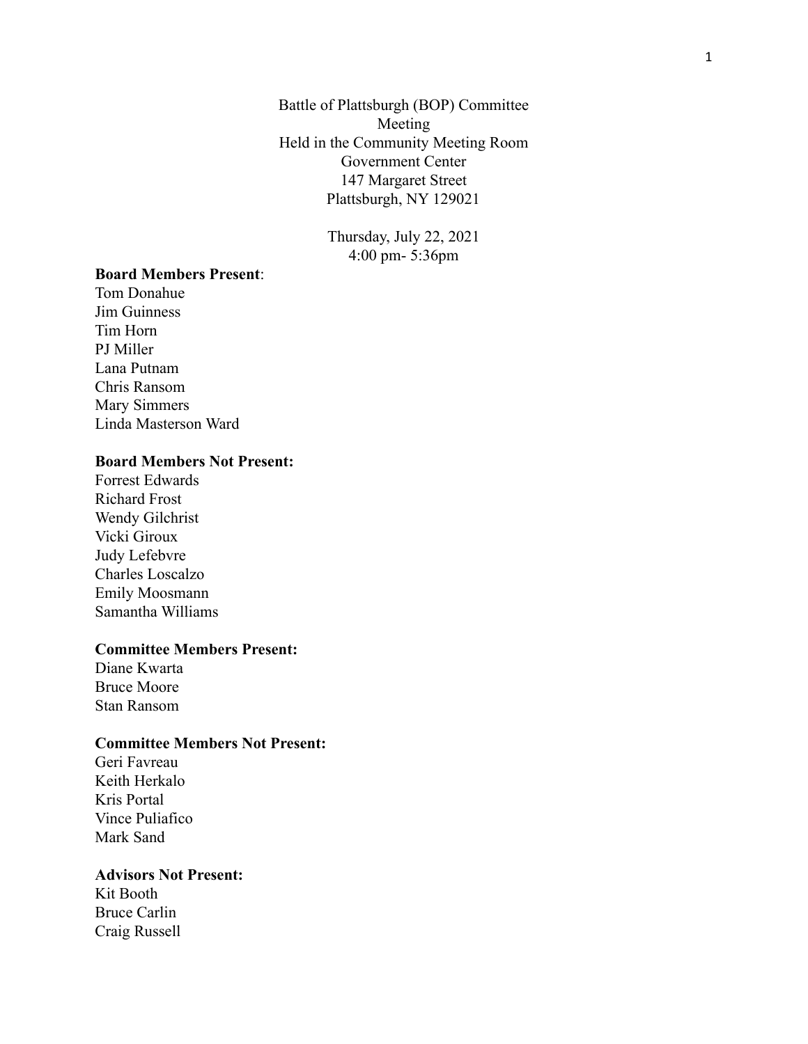Battle of Plattsburgh (BOP) Committee
Meeting
Held in the Community Meeting Room
Government Center
147 Margaret Street
Plattsburgh, NY 129021

Thursday, July 22, 2021
4:00 pm- 5:36pm

**Board Members Present**:
Tom Donahue
Jim Guinness
Tim Horn
PJ Miller
Lana Putnam
Chris Ransom
Mary Simmers
Linda Masterson Ward

**Board Members Not Present:**
Forrest Edwards
Richard Frost
Wendy Gilchrist
Vicki Giroux
Judy Lefebvre
Charles Loscalzo
Emily Moosmann
Samantha Williams

**Committee Members Present:**
Diane Kwarta
Bruce Moore
Stan Ransom

**Committee Members Not Present:**
Geri Favreau
Keith Herkalo
Kris Portal
Vince Puliafico
Mark Sand

**Advisors Not Present:**
Kit Booth
Bruce Carlin
Craig Russell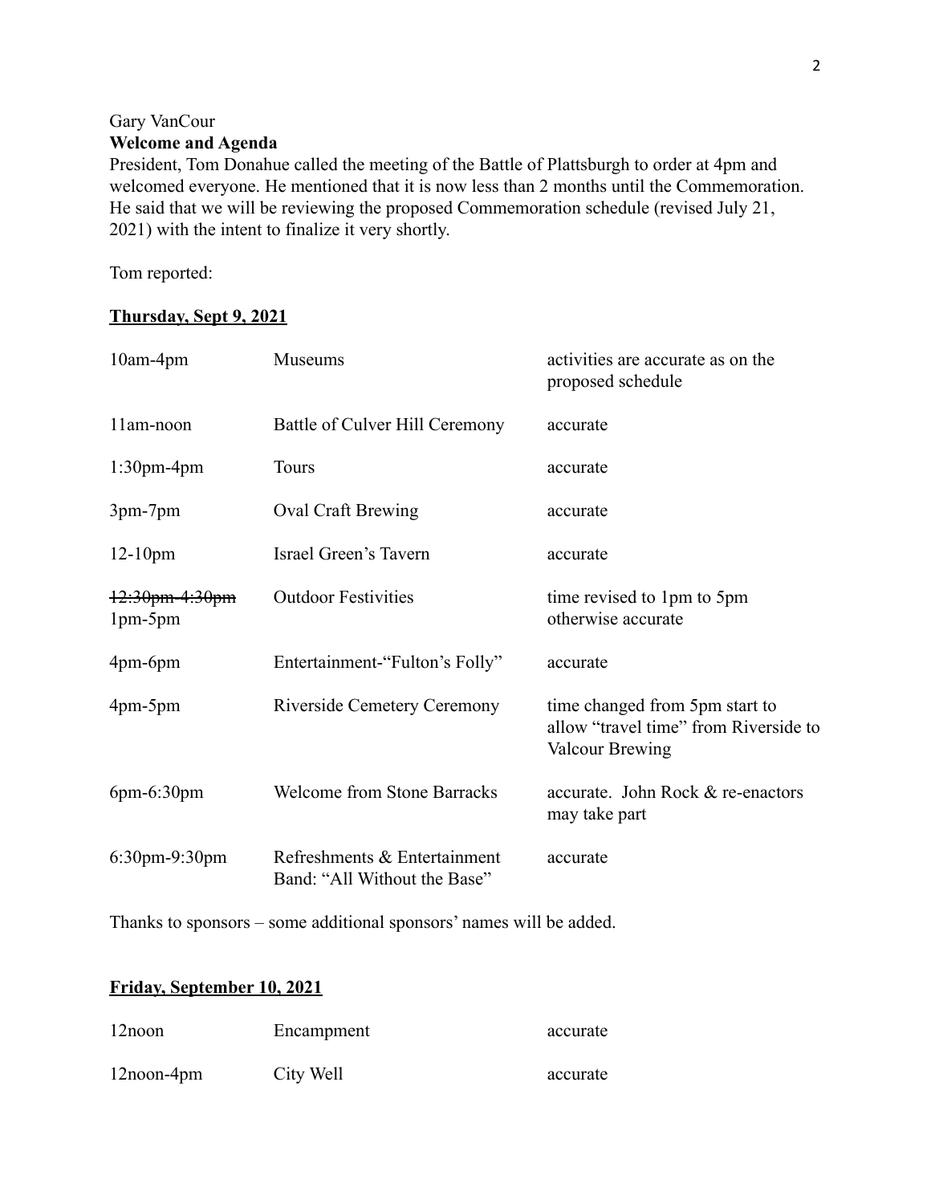Gary VanCour

**Welcome and Agenda**

President, Tom Donahue called the meeting of the Battle of Plattsburgh to order at 4pm and welcomed everyone. He mentioned that it is now less than 2 months until the Commemoration. He said that we will be reviewing the proposed Commemoration schedule (revised July 21, 2021) with the intent to finalize it very shortly.

Tom reported:

**<u>Thursday, Sept 9, 2021</u>**

| | | |
|---|---|---|
| 10am-4pm | Museums | activities are accurate as on the proposed schedule |
| 11am-noon | Battle of Culver Hill Ceremony | accurate |
| 1:30pm-4pm | Tours | accurate |
| 3pm-7pm | Oval Craft Brewing | accurate |
| 12-10pm | Israel Green's Tavern | accurate |
| ~~12:30pm-4:30pm~~ 1pm-5pm | Outdoor Festivities | time revised to 1pm to 5pm otherwise accurate |
| 4pm-6pm | Entertainment-"Fulton's Folly" | accurate |
| 4pm-5pm | Riverside Cemetery Ceremony | time changed from 5pm start to allow "travel time" from Riverside to Valcour Brewing |
| 6pm-6:30pm | Welcome from Stone Barracks | accurate. John Rock & re-enactors may take part |
| 6:30pm-9:30pm | Refreshments & Entertainment Band: "All Without the Base" | accurate |

Thanks to sponsors – some additional sponsors' names will be added.

**<u>Friday, September 10, 2021</u>**

| | | |
|---|---|---|
| 12noon | Encampment | accurate |
| 12noon-4pm | City Well | accurate |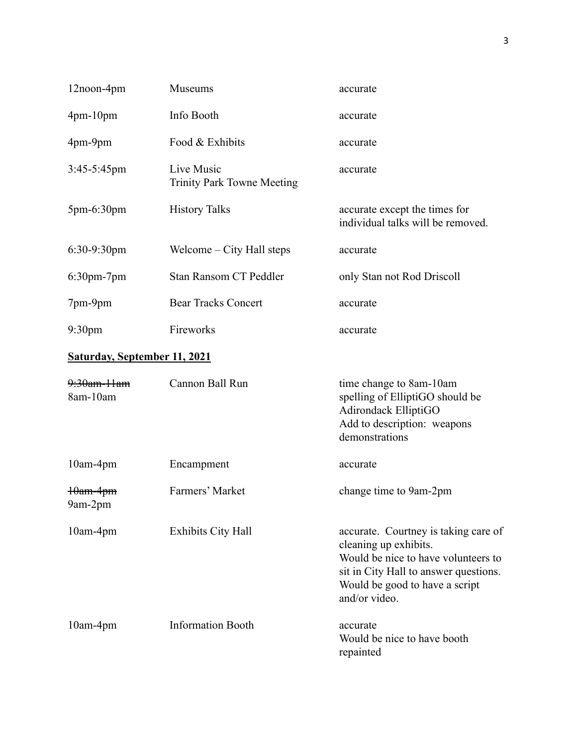| | | |
|---|---|---|
| 12noon-4pm | Museums | accurate |
| 4pm-10pm | Info Booth | accurate |
| 4pm-9pm | Food & Exhibits | accurate |
| 3:45-5:45pm | Live Music<br>Trinity Park Towne Meeting | accurate |
| 5pm-6:30pm | History Talks | accurate except the times for individual talks will be removed. |
| 6:30-9:30pm | Welcome – City Hall steps | accurate |
| 6:30pm-7pm | Stan Ransom CT Peddler | only Stan not Rod Driscoll |
| 7pm-9pm | Bear Tracks Concert | accurate |
| 9:30pm | Fireworks | accurate |

**Saturday, September 11, 2021**

| | | |
|---|---|---|
| ~~9:30am-11am~~<br>8am-10am | Cannon Ball Run | time change to 8am-10am<br>spelling of ElliptiGO should be Adirondack ElliptiGO<br>Add to description: weapons demonstrations |
| 10am-4pm | Encampment | accurate |
| ~~10am-4pm~~<br>9am-2pm | Farmers' Market | change time to 9am-2pm |
| 10am-4pm | Exhibits City Hall | accurate. Courtney is taking care of cleaning up exhibits.<br>Would be nice to have volunteers to sit in City Hall to answer questions.<br>Would be good to have a script and/or video. |
| 10am-4pm | Information Booth | accurate<br>Would be nice to have booth repainted |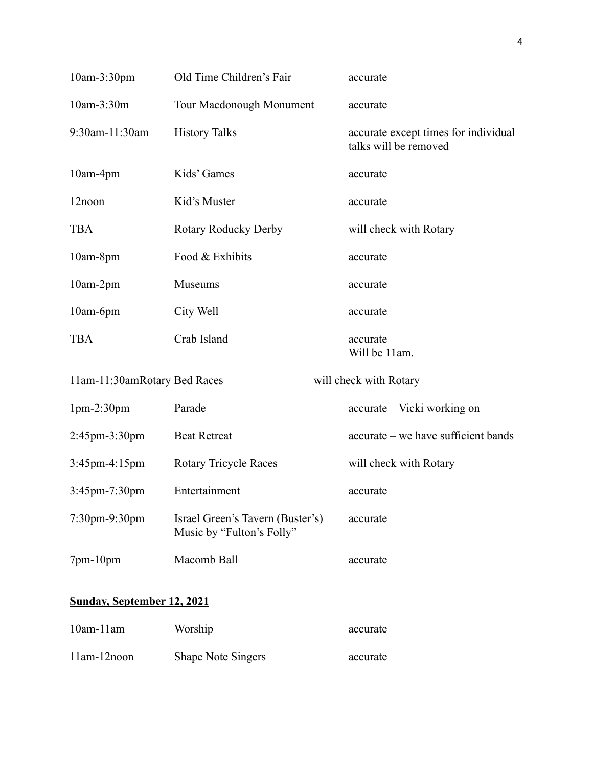| | | |
|---|---|---|
| 10am-3:30pm | Old Time Children's Fair | accurate |
| 10am-3:30m | Tour Macdonough Monument | accurate |
| 9:30am-11:30am | History Talks | accurate except times for individual talks will be removed |
| 10am-4pm | Kids' Games | accurate |
| 12noon | Kid's Muster | accurate |
| TBA | Rotary Roducky Derby | will check with Rotary |
| 10am-8pm | Food & Exhibits | accurate |
| 10am-2pm | Museums | accurate |
| 10am-6pm | City Well | accurate |
| TBA | Crab Island | accurate<br>Will be 11am. |
| 11am-11:30am | Rotary Bed Races | will check with Rotary |
| 1pm-2:30pm | Parade | accurate – Vicki working on |
| 2:45pm-3:30pm | Beat Retreat | accurate – we have sufficient bands |
| 3:45pm-4:15pm | Rotary Tricycle Races | will check with Rotary |
| 3:45pm-7:30pm | Entertainment | accurate |
| 7:30pm-9:30pm | Israel Green's Tavern (Buster's) Music by "Fulton's Folly" | accurate |
| 7pm-10pm | Macomb Ball | accurate |

**<u>Sunday, September 12, 2021</u>**

| | | |
|---|---|---|
| 10am-11am | Worship | accurate |
| 11am-12noon | Shape Note Singers | accurate |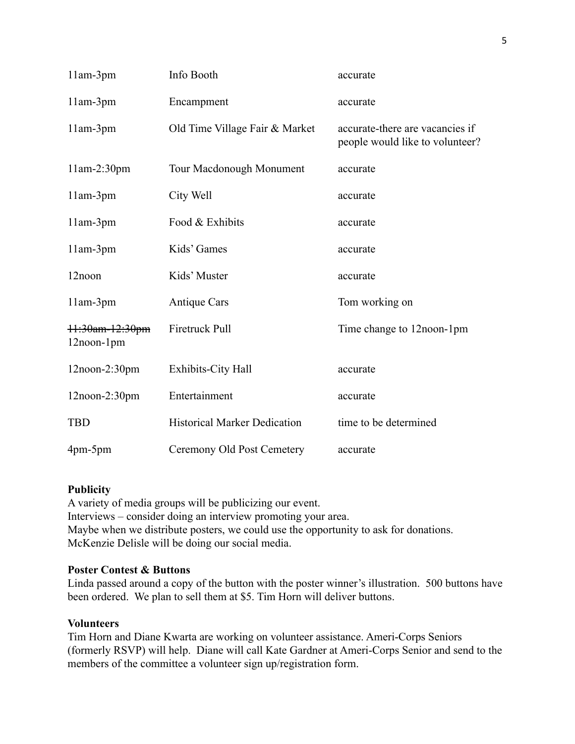| | | |
|---|---|---|
| 11am-3pm | Info Booth | accurate |
| 11am-3pm | Encampment | accurate |
| 11am-3pm | Old Time Village Fair & Market | accurate-there are vacancies if people would like to volunteer? |
| 11am-2:30pm | Tour Macdonough Monument | accurate |
| 11am-3pm | City Well | accurate |
| 11am-3pm | Food & Exhibits | accurate |
| 11am-3pm | Kids' Games | accurate |
| 12noon | Kids' Muster | accurate |
| 11am-3pm | Antique Cars | Tom working on |
| ~~11:30am-12:30pm~~ 12noon-1pm | Firetruck Pull | Time change to 12noon-1pm |
| 12noon-2:30pm | Exhibits-City Hall | accurate |
| 12noon-2:30pm | Entertainment | accurate |
| TBD | Historical Marker Dedication | time to be determined |
| 4pm-5pm | Ceremony Old Post Cemetery | accurate |

**Publicity**
A variety of media groups will be publicizing our event.
Interviews – consider doing an interview promoting your area.
Maybe when we distribute posters, we could use the opportunity to ask for donations.
McKenzie Delisle will be doing our social media.

**Poster Contest & Buttons**
Linda passed around a copy of the button with the poster winner's illustration. 500 buttons have been ordered. We plan to sell them at $5. Tim Horn will deliver buttons.

**Volunteers**
Tim Horn and Diane Kwarta are working on volunteer assistance. Ameri-Corps Seniors (formerly RSVP) will help. Diane will call Kate Gardner at Ameri-Corps Senior and send to the members of the committee a volunteer sign up/registration form.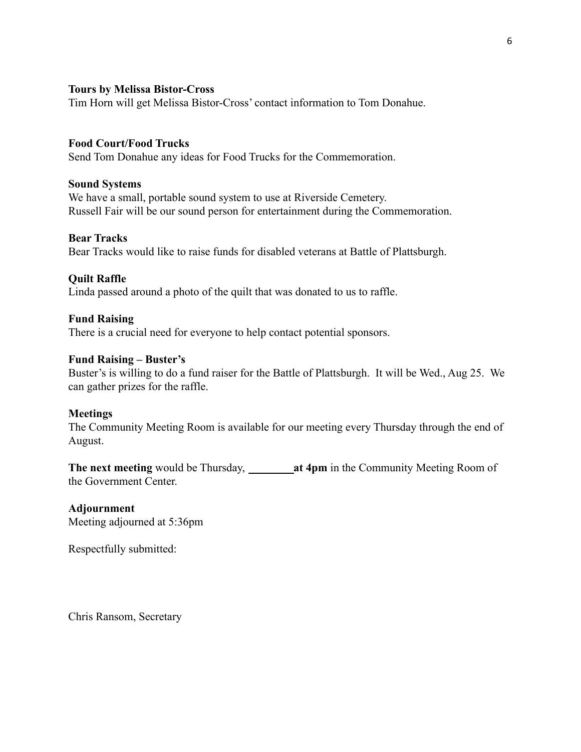**Tours by Melissa Bistor-Cross**

Tim Horn will get Melissa Bistor-Cross' contact information to Tom Donahue.

**Food Court/Food Trucks**

Send Tom Donahue any ideas for Food Trucks for the Commemoration.

**Sound Systems**

We have a small, portable sound system to use at Riverside Cemetery.
Russell Fair will be our sound person for entertainment during the Commemoration.

**Bear Tracks**

Bear Tracks would like to raise funds for disabled veterans at Battle of Plattsburgh.

**Quilt Raffle**

Linda passed around a photo of the quilt that was donated to us to raffle.

**Fund Raising**

There is a crucial need for everyone to help contact potential sponsors.

**Fund Raising – Buster's**

Buster's is willing to do a fund raiser for the Battle of Plattsburgh. It will be Wed., Aug 25. We can gather prizes for the raffle.

**Meetings**

The Community Meeting Room is available for our meeting every Thursday through the end of August.

**The next meeting** would be Thursday, ________ **at 4pm** in the Community Meeting Room of the Government Center.

**Adjournment**

Meeting adjourned at 5:36pm

Respectfully submitted:

Chris Ransom, Secretary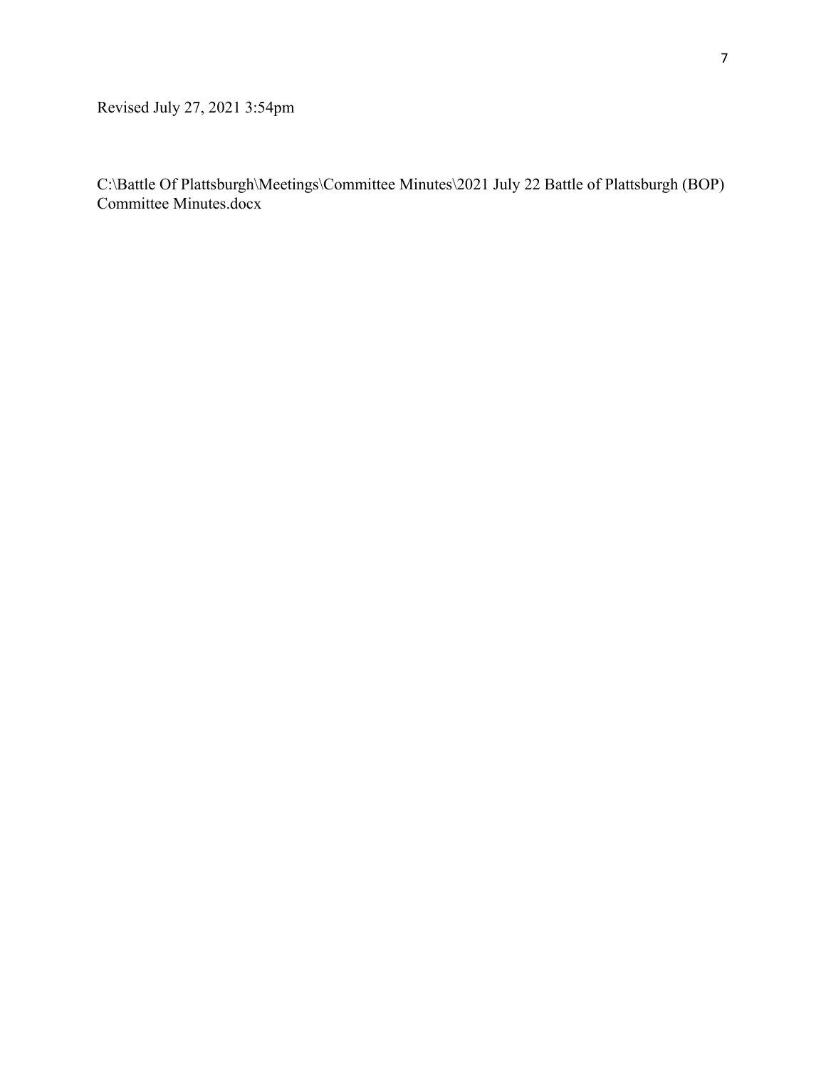Revised July 27, 2021 3:54pm

C:\Battle Of Plattsburgh\Meetings\Committee Minutes\2021 July 22 Battle of Plattsburgh (BOP) Committee Minutes.docx